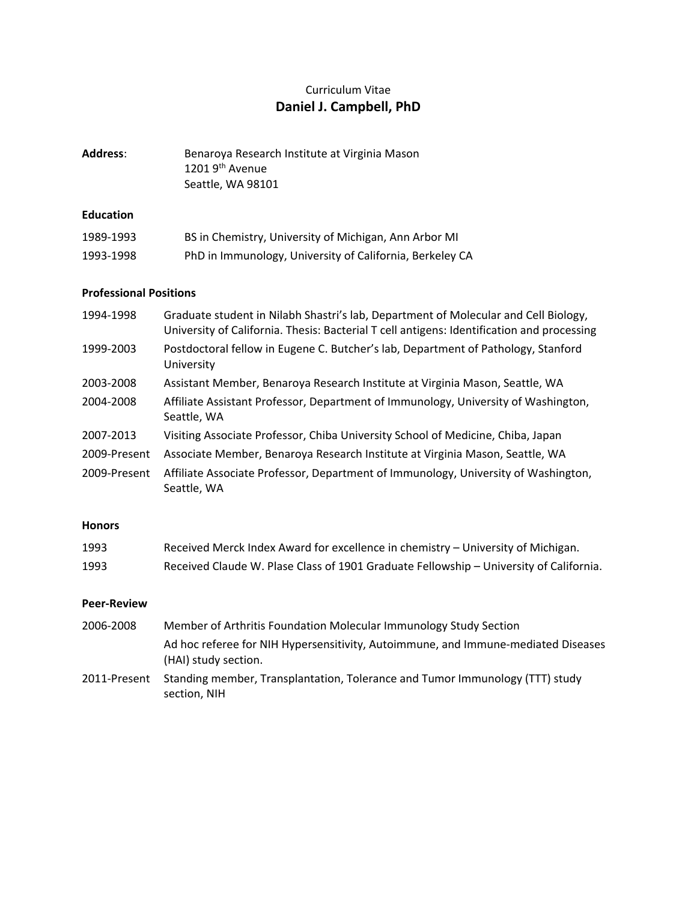Curriculum Vitae

# Daniel J. Campbell, PhD

**Address**: Benaroya Research Institute at Virginia Mason
1201 9th Avenue
Seattle, WA 98101

## Education

| | |
|---|---|
| 1989-1993 | BS in Chemistry, University of Michigan, Ann Arbor MI |
| 1993-1998 | PhD in Immunology, University of California, Berkeley CA |

## Professional Positions

| | |
|---|---|
| 1994-1998 | Graduate student in Nilabh Shastri's lab, Department of Molecular and Cell Biology, University of California. Thesis: Bacterial T cell antigens: Identification and processing |
| 1999-2003 | Postdoctoral fellow in Eugene C. Butcher's lab, Department of Pathology, Stanford University |
| 2003-2008 | Assistant Member, Benaroya Research Institute at Virginia Mason, Seattle, WA |
| 2004-2008 | Affiliate Assistant Professor, Department of Immunology, University of Washington, Seattle, WA |
| 2007-2013 | Visiting Associate Professor, Chiba University School of Medicine, Chiba, Japan |
| 2009-Present | Associate Member, Benaroya Research Institute at Virginia Mason, Seattle, WA |
| 2009-Present | Affiliate Associate Professor, Department of Immunology, University of Washington, Seattle, WA |

## Honors

| | |
|---|---|
| 1993 | Received Merck Index Award for excellence in chemistry – University of Michigan. |
| 1993 | Received Claude W. Plase Class of 1901 Graduate Fellowship – University of California. |

## Peer-Review

| | |
|---|---|
| 2006-2008 | Member of Arthritis Foundation Molecular Immunology Study Section |
| | Ad hoc referee for NIH Hypersensitivity, Autoimmune, and Immune-mediated Diseases (HAI) study section. |
| 2011-Present | Standing member, Transplantation, Tolerance and Tumor Immunology (TTT) study section, NIH |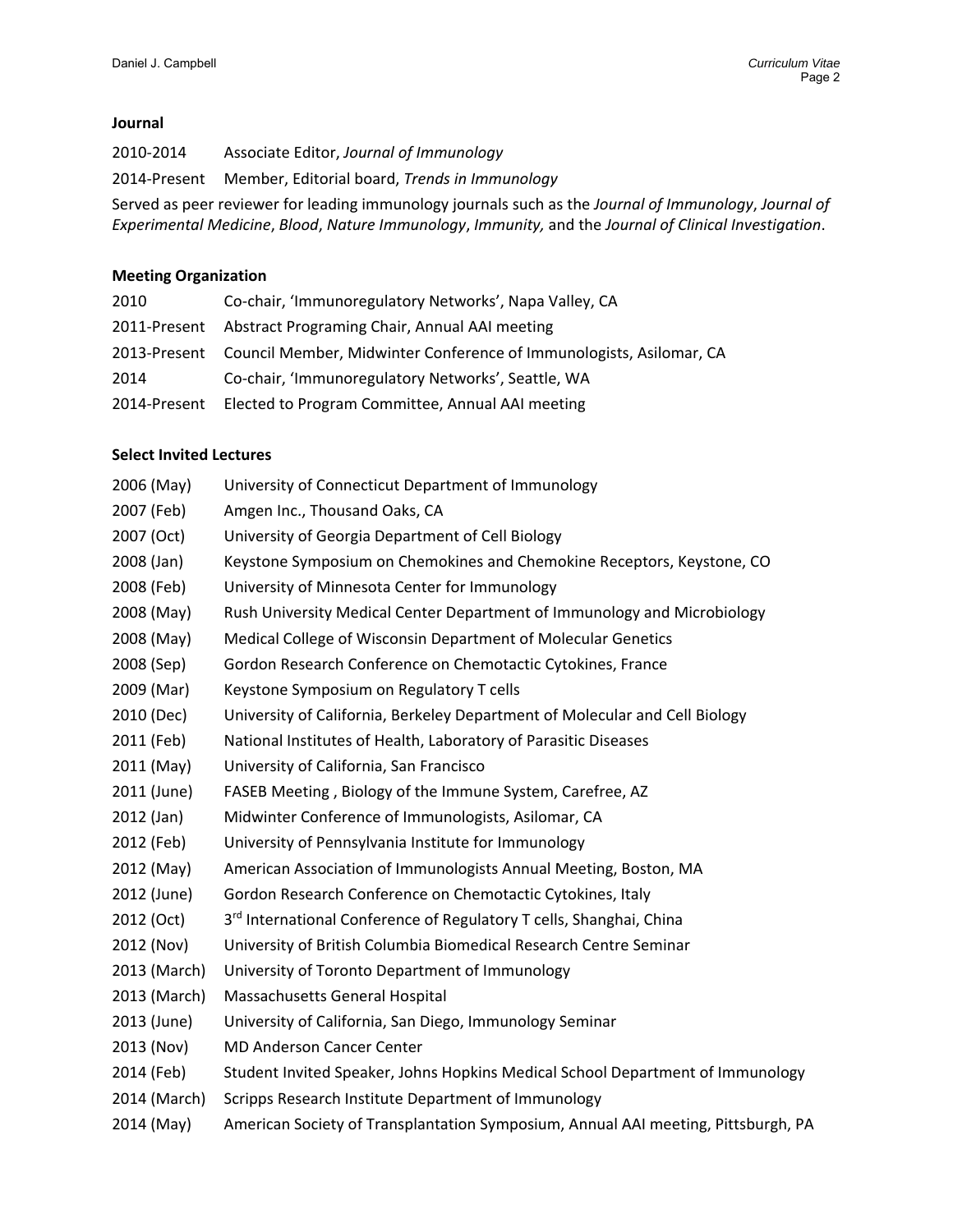### Journal

2010-2014 Associate Editor, *Journal of Immunology*

2014-Present Member, Editorial board, *Trends in Immunology*

Served as peer reviewer for leading immunology journals such as the *Journal of Immunology*, *Journal of Experimental Medicine*, *Blood*, *Nature Immunology*, *Immunity,* and the *Journal of Clinical Investigation*.

### Meeting Organization

| | |
|---|---|
| 2010 | Co-chair, 'Immunoregulatory Networks', Napa Valley, CA |
| 2011-Present | Abstract Programing Chair, Annual AAI meeting |
| 2013-Present | Council Member, Midwinter Conference of Immunologists, Asilomar, CA |
| 2014 | Co-chair, 'Immunoregulatory Networks', Seattle, WA |
| 2014-Present | Elected to Program Committee, Annual AAI meeting |

### Select Invited Lectures

| | |
|---|---|
| 2006 (May) | University of Connecticut Department of Immunology |
| 2007 (Feb) | Amgen Inc., Thousand Oaks, CA |
| 2007 (Oct) | University of Georgia Department of Cell Biology |
| 2008 (Jan) | Keystone Symposium on Chemokines and Chemokine Receptors, Keystone, CO |
| 2008 (Feb) | University of Minnesota Center for Immunology |
| 2008 (May) | Rush University Medical Center Department of Immunology and Microbiology |
| 2008 (May) | Medical College of Wisconsin Department of Molecular Genetics |
| 2008 (Sep) | Gordon Research Conference on Chemotactic Cytokines, France |
| 2009 (Mar) | Keystone Symposium on Regulatory T cells |
| 2010 (Dec) | University of California, Berkeley Department of Molecular and Cell Biology |
| 2011 (Feb) | National Institutes of Health, Laboratory of Parasitic Diseases |
| 2011 (May) | University of California, San Francisco |
| 2011 (June) | FASEB Meeting , Biology of the Immune System, Carefree, AZ |
| 2012 (Jan) | Midwinter Conference of Immunologists, Asilomar, CA |
| 2012 (Feb) | University of Pennsylvania Institute for Immunology |
| 2012 (May) | American Association of Immunologists Annual Meeting, Boston, MA |
| 2012 (June) | Gordon Research Conference on Chemotactic Cytokines, Italy |
| 2012 (Oct) | 3rd International Conference of Regulatory T cells, Shanghai, China |
| 2012 (Nov) | University of British Columbia Biomedical Research Centre Seminar |
| 2013 (March) | University of Toronto Department of Immunology |
| 2013 (March) | Massachusetts General Hospital |
| 2013 (June) | University of California, San Diego, Immunology Seminar |
| 2013 (Nov) | MD Anderson Cancer Center |
| 2014 (Feb) | Student Invited Speaker, Johns Hopkins Medical School Department of Immunology |
| 2014 (March) | Scripps Research Institute Department of Immunology |
| 2014 (May) | American Society of Transplantation Symposium, Annual AAI meeting, Pittsburgh, PA |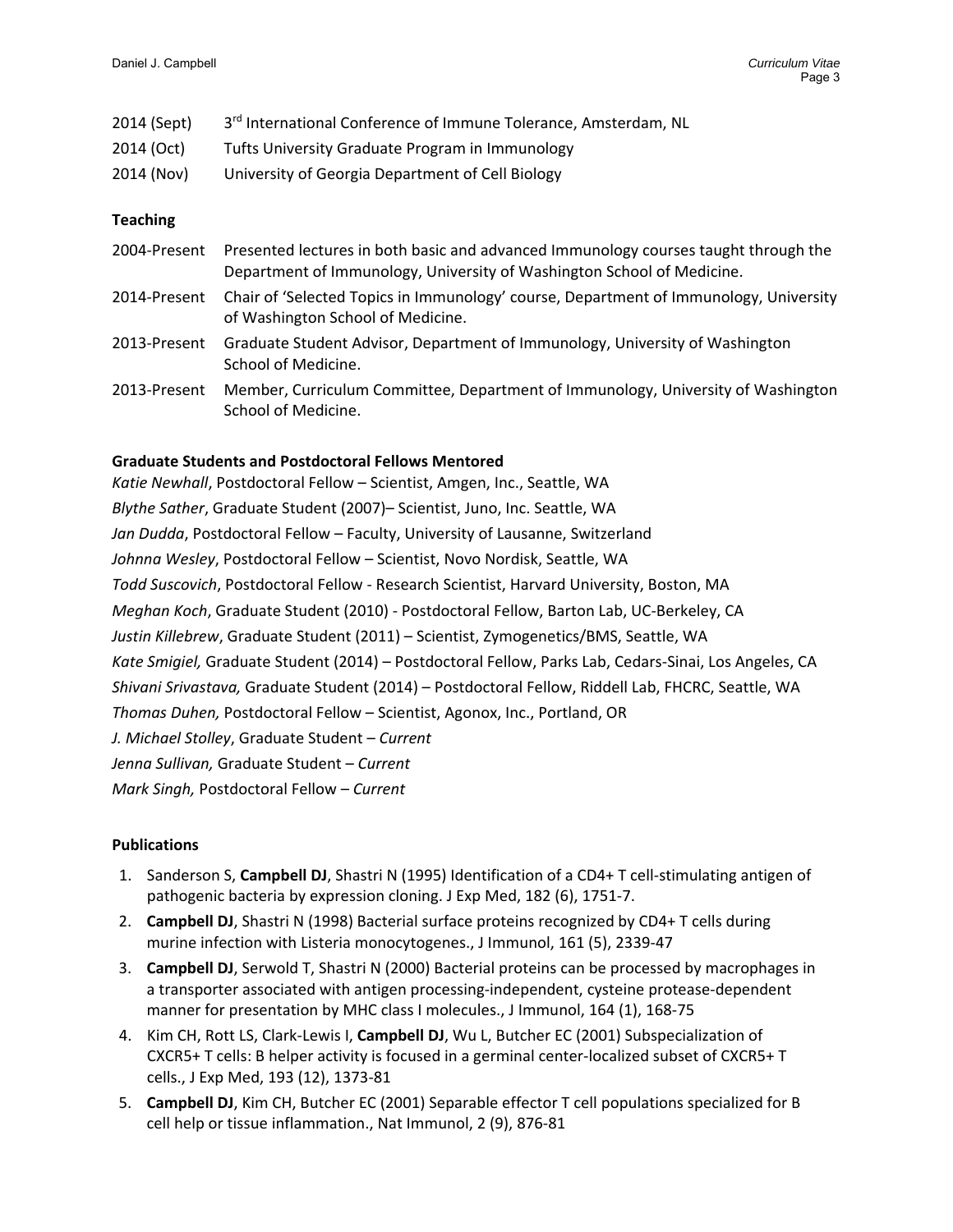2014 (Sept) 3rd International Conference of Immune Tolerance, Amsterdam, NL

2014 (Oct) Tufts University Graduate Program in Immunology

2014 (Nov) University of Georgia Department of Cell Biology

**Teaching**

2004-Present Presented lectures in both basic and advanced Immunology courses taught through the Department of Immunology, University of Washington School of Medicine.

2014-Present Chair of 'Selected Topics in Immunology' course, Department of Immunology, University of Washington School of Medicine.

2013-Present Graduate Student Advisor, Department of Immunology, University of Washington School of Medicine.

2013-Present Member, Curriculum Committee, Department of Immunology, University of Washington School of Medicine.

**Graduate Students and Postdoctoral Fellows Mentored**

*Katie Newhall*, Postdoctoral Fellow – Scientist, Amgen, Inc., Seattle, WA

*Blythe Sather*, Graduate Student (2007)– Scientist, Juno, Inc. Seattle, WA

*Jan Dudda*, Postdoctoral Fellow – Faculty, University of Lausanne, Switzerland

*Johnna Wesley*, Postdoctoral Fellow – Scientist, Novo Nordisk, Seattle, WA

*Todd Suscovich*, Postdoctoral Fellow - Research Scientist, Harvard University, Boston, MA

*Meghan Koch*, Graduate Student (2010) - Postdoctoral Fellow, Barton Lab, UC-Berkeley, CA

*Justin Killebrew*, Graduate Student (2011) – Scientist, Zymogenetics/BMS, Seattle, WA

*Kate Smigiel,* Graduate Student (2014) – Postdoctoral Fellow, Parks Lab, Cedars-Sinai, Los Angeles, CA

*Shivani Srivastava,* Graduate Student (2014) – Postdoctoral Fellow, Riddell Lab, FHCRC, Seattle, WA

*Thomas Duhen,* Postdoctoral Fellow – Scientist, Agonox, Inc., Portland, OR

*J. Michael Stolley*, Graduate Student – *Current*

*Jenna Sullivan,* Graduate Student – *Current*

*Mark Singh,* Postdoctoral Fellow – *Current*

**Publications**

1. Sanderson S, **Campbell DJ**, Shastri N (1995) Identification of a CD4+ T cell-stimulating antigen of pathogenic bacteria by expression cloning. J Exp Med, 182 (6), 1751-7.
2. **Campbell DJ**, Shastri N (1998) Bacterial surface proteins recognized by CD4+ T cells during murine infection with Listeria monocytogenes., J Immunol, 161 (5), 2339-47
3. **Campbell DJ**, Serwold T, Shastri N (2000) Bacterial proteins can be processed by macrophages in a transporter associated with antigen processing-independent, cysteine protease-dependent manner for presentation by MHC class I molecules., J Immunol, 164 (1), 168-75
4. Kim CH, Rott LS, Clark-Lewis I, **Campbell DJ**, Wu L, Butcher EC (2001) Subspecialization of CXCR5+ T cells: B helper activity is focused in a germinal center-localized subset of CXCR5+ T cells., J Exp Med, 193 (12), 1373-81
5. **Campbell DJ**, Kim CH, Butcher EC (2001) Separable effector T cell populations specialized for B cell help or tissue inflammation., Nat Immunol, 2 (9), 876-81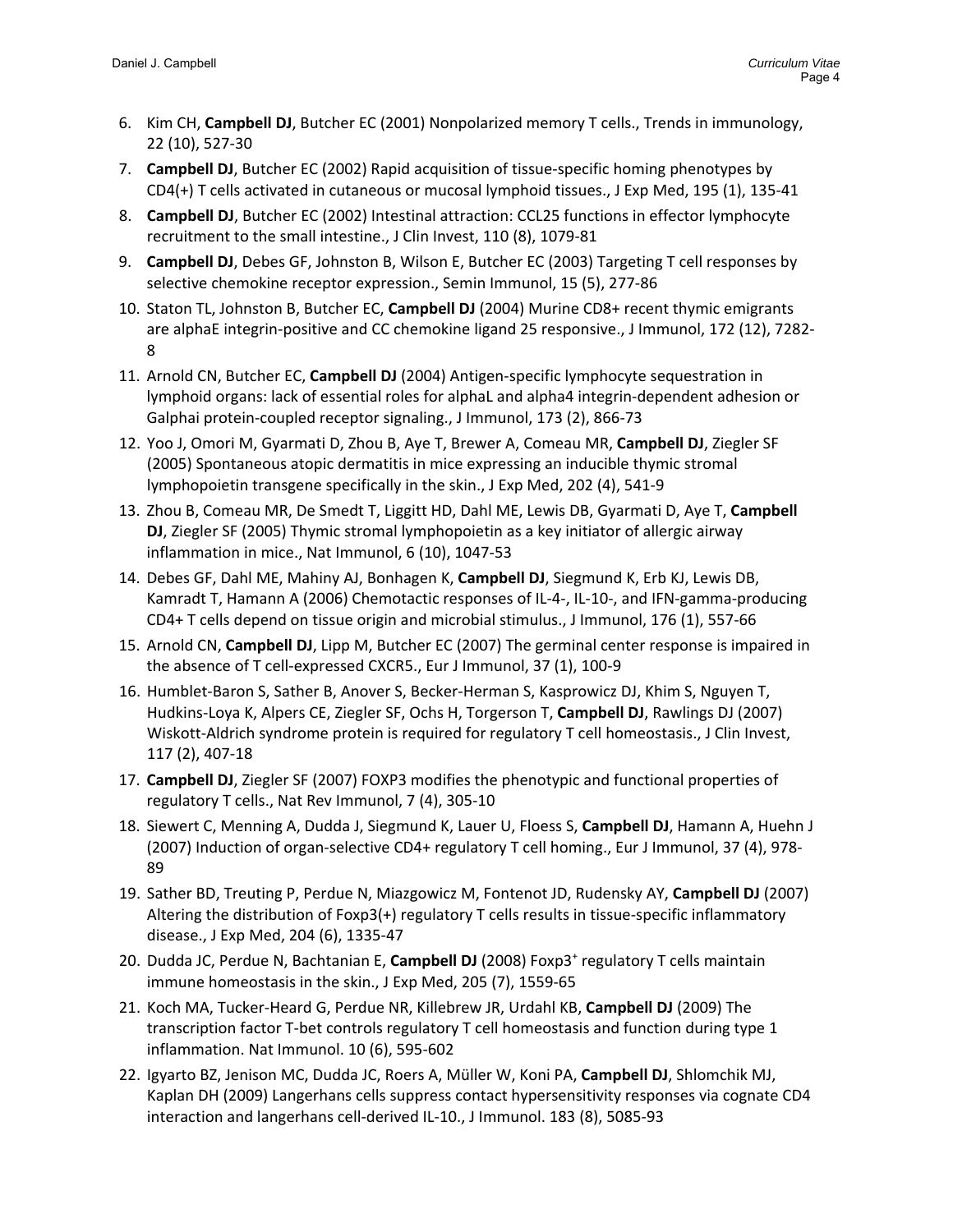6. Kim CH, **Campbell DJ**, Butcher EC (2001) Nonpolarized memory T cells., Trends in immunology, 22 (10), 527-30
7. **Campbell DJ**, Butcher EC (2002) Rapid acquisition of tissue-specific homing phenotypes by CD4(+) T cells activated in cutaneous or mucosal lymphoid tissues., J Exp Med, 195 (1), 135-41
8. **Campbell DJ**, Butcher EC (2002) Intestinal attraction: CCL25 functions in effector lymphocyte recruitment to the small intestine., J Clin Invest, 110 (8), 1079-81
9. **Campbell DJ**, Debes GF, Johnston B, Wilson E, Butcher EC (2003) Targeting T cell responses by selective chemokine receptor expression., Semin Immunol, 15 (5), 277-86
10. Staton TL, Johnston B, Butcher EC, **Campbell DJ** (2004) Murine CD8+ recent thymic emigrants are alphaE integrin-positive and CC chemokine ligand 25 responsive., J Immunol, 172 (12), 7282-8
11. Arnold CN, Butcher EC, **Campbell DJ** (2004) Antigen-specific lymphocyte sequestration in lymphoid organs: lack of essential roles for alphaL and alpha4 integrin-dependent adhesion or Galphai protein-coupled receptor signaling., J Immunol, 173 (2), 866-73
12. Yoo J, Omori M, Gyarmati D, Zhou B, Aye T, Brewer A, Comeau MR, **Campbell DJ**, Ziegler SF (2005) Spontaneous atopic dermatitis in mice expressing an inducible thymic stromal lymphopoietin transgene specifically in the skin., J Exp Med, 202 (4), 541-9
13. Zhou B, Comeau MR, De Smedt T, Liggitt HD, Dahl ME, Lewis DB, Gyarmati D, Aye T, **Campbell DJ**, Ziegler SF (2005) Thymic stromal lymphopoietin as a key initiator of allergic airway inflammation in mice., Nat Immunol, 6 (10), 1047-53
14. Debes GF, Dahl ME, Mahiny AJ, Bonhagen K, **Campbell DJ**, Siegmund K, Erb KJ, Lewis DB, Kamradt T, Hamann A (2006) Chemotactic responses of IL-4-, IL-10-, and IFN-gamma-producing CD4+ T cells depend on tissue origin and microbial stimulus., J Immunol, 176 (1), 557-66
15. Arnold CN, **Campbell DJ**, Lipp M, Butcher EC (2007) The germinal center response is impaired in the absence of T cell-expressed CXCR5., Eur J Immunol, 37 (1), 100-9
16. Humblet-Baron S, Sather B, Anover S, Becker-Herman S, Kasprowicz DJ, Khim S, Nguyen T, Hudkins-Loya K, Alpers CE, Ziegler SF, Ochs H, Torgerson T, **Campbell DJ**, Rawlings DJ (2007) Wiskott-Aldrich syndrome protein is required for regulatory T cell homeostasis., J Clin Invest, 117 (2), 407-18
17. **Campbell DJ**, Ziegler SF (2007) FOXP3 modifies the phenotypic and functional properties of regulatory T cells., Nat Rev Immunol, 7 (4), 305-10
18. Siewert C, Menning A, Dudda J, Siegmund K, Lauer U, Floess S, **Campbell DJ**, Hamann A, Huehn J (2007) Induction of organ-selective CD4+ regulatory T cell homing., Eur J Immunol, 37 (4), 978-89
19. Sather BD, Treuting P, Perdue N, Miazgowicz M, Fontenot JD, Rudensky AY, **Campbell DJ** (2007) Altering the distribution of Foxp3(+) regulatory T cells results in tissue-specific inflammatory disease., J Exp Med, 204 (6), 1335-47
20. Dudda JC, Perdue N, Bachtanian E, **Campbell DJ** (2008) Foxp3$^{+}$ regulatory T cells maintain immune homeostasis in the skin., J Exp Med, 205 (7), 1559-65
21. Koch MA, Tucker-Heard G, Perdue NR, Killebrew JR, Urdahl KB, **Campbell DJ** (2009) The transcription factor T-bet controls regulatory T cell homeostasis and function during type 1 inflammation. Nat Immunol. 10 (6), 595-602
22. Igyarto BZ, Jenison MC, Dudda JC, Roers A, Müller W, Koni PA, **Campbell DJ**, Shlomchik MJ, Kaplan DH (2009) Langerhans cells suppress contact hypersensitivity responses via cognate CD4 interaction and langerhans cell-derived IL-10., J Immunol. 183 (8), 5085-93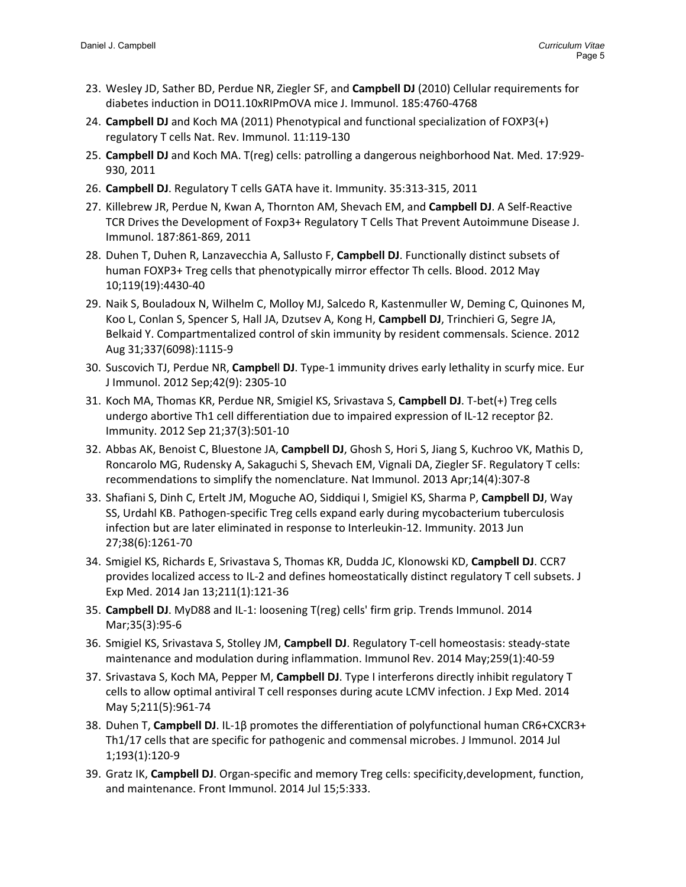23. Wesley JD, Sather BD, Perdue NR, Ziegler SF, and **Campbell DJ** (2010) Cellular requirements for diabetes induction in DO11.10xRIPmOVA mice J. Immunol. 185:4760-4768
24. **Campbell DJ** and Koch MA (2011) Phenotypical and functional specialization of FOXP3(+) regulatory T cells Nat. Rev. Immunol. 11:119-130
25. **Campbell DJ** and Koch MA. T(reg) cells: patrolling a dangerous neighborhood Nat. Med. 17:929-930, 2011
26. **Campbell DJ**. Regulatory T cells GATA have it. Immunity. 35:313-315, 2011
27. Killebrew JR, Perdue N, Kwan A, Thornton AM, Shevach EM, and **Campbell DJ**. A Self-Reactive TCR Drives the Development of Foxp3+ Regulatory T Cells That Prevent Autoimmune Disease J. Immunol. 187:861-869, 2011
28. Duhen T, Duhen R, Lanzavecchia A, Sallusto F, **Campbell DJ**. Functionally distinct subsets of human FOXP3+ Treg cells that phenotypically mirror effector Th cells. Blood. 2012 May 10;119(19):4430-40
29. Naik S, Bouladoux N, Wilhelm C, Molloy MJ, Salcedo R, Kastenmuller W, Deming C, Quinones M, Koo L, Conlan S, Spencer S, Hall JA, Dzutsev A, Kong H, **Campbell DJ**, Trinchieri G, Segre JA, Belkaid Y. Compartmentalized control of skin immunity by resident commensals. Science. 2012 Aug 31;337(6098):1115-9
30. Suscovich TJ, Perdue NR, **Campbell DJ**. Type-1 immunity drives early lethality in scurfy mice. Eur J Immunol. 2012 Sep;42(9): 2305-10
31. Koch MA, Thomas KR, Perdue NR, Smigiel KS, Srivastava S, **Campbell DJ**. T-bet(+) Treg cells undergo abortive Th1 cell differentiation due to impaired expression of IL-12 receptor β2. Immunity. 2012 Sep 21;37(3):501-10
32. Abbas AK, Benoist C, Bluestone JA, **Campbell DJ**, Ghosh S, Hori S, Jiang S, Kuchroo VK, Mathis D, Roncarolo MG, Rudensky A, Sakaguchi S, Shevach EM, Vignali DA, Ziegler SF. Regulatory T cells: recommendations to simplify the nomenclature. Nat Immunol. 2013 Apr;14(4):307-8
33. Shafiani S, Dinh C, Ertelt JM, Moguche AO, Siddiqui I, Smigiel KS, Sharma P, **Campbell DJ**, Way SS, Urdahl KB. Pathogen-specific Treg cells expand early during mycobacterium tuberculosis infection but are later eliminated in response to Interleukin-12. Immunity. 2013 Jun 27;38(6):1261-70
34. Smigiel KS, Richards E, Srivastava S, Thomas KR, Dudda JC, Klonowski KD, **Campbell DJ**. CCR7 provides localized access to IL-2 and defines homeostatically distinct regulatory T cell subsets. J Exp Med. 2014 Jan 13;211(1):121-36
35. **Campbell DJ**. MyD88 and IL-1: loosening T(reg) cells' firm grip. Trends Immunol. 2014 Mar;35(3):95-6
36. Smigiel KS, Srivastava S, Stolley JM, **Campbell DJ**. Regulatory T-cell homeostasis: steady-state maintenance and modulation during inflammation. Immunol Rev. 2014 May;259(1):40-59
37. Srivastava S, Koch MA, Pepper M, **Campbell DJ**. Type I interferons directly inhibit regulatory T cells to allow optimal antiviral T cell responses during acute LCMV infection. J Exp Med. 2014 May 5;211(5):961-74
38. Duhen T, **Campbell DJ**. IL-1β promotes the differentiation of polyfunctional human CR6+CXCR3+ Th1/17 cells that are specific for pathogenic and commensal microbes. J Immunol. 2014 Jul 1;193(1):120-9
39. Gratz IK, **Campbell DJ**. Organ-specific and memory Treg cells: specificity,development, function, and maintenance. Front Immunol. 2014 Jul 15;5:333.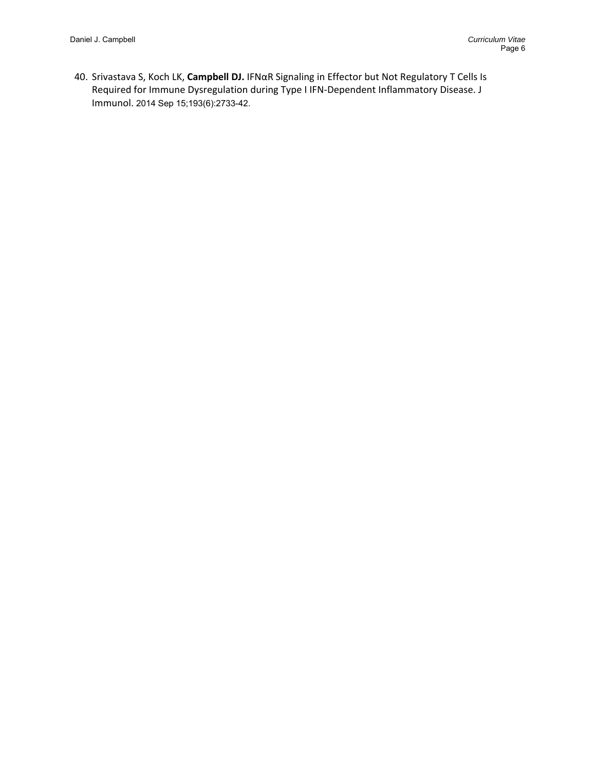40. Srivastava S, Koch LK, **Campbell DJ.** IFNαR Signaling in Effector but Not Regulatory T Cells Is Required for Immune Dysregulation during Type I IFN-Dependent Inflammatory Disease. J Immunol. 2014 Sep 15;193(6):2733-42.